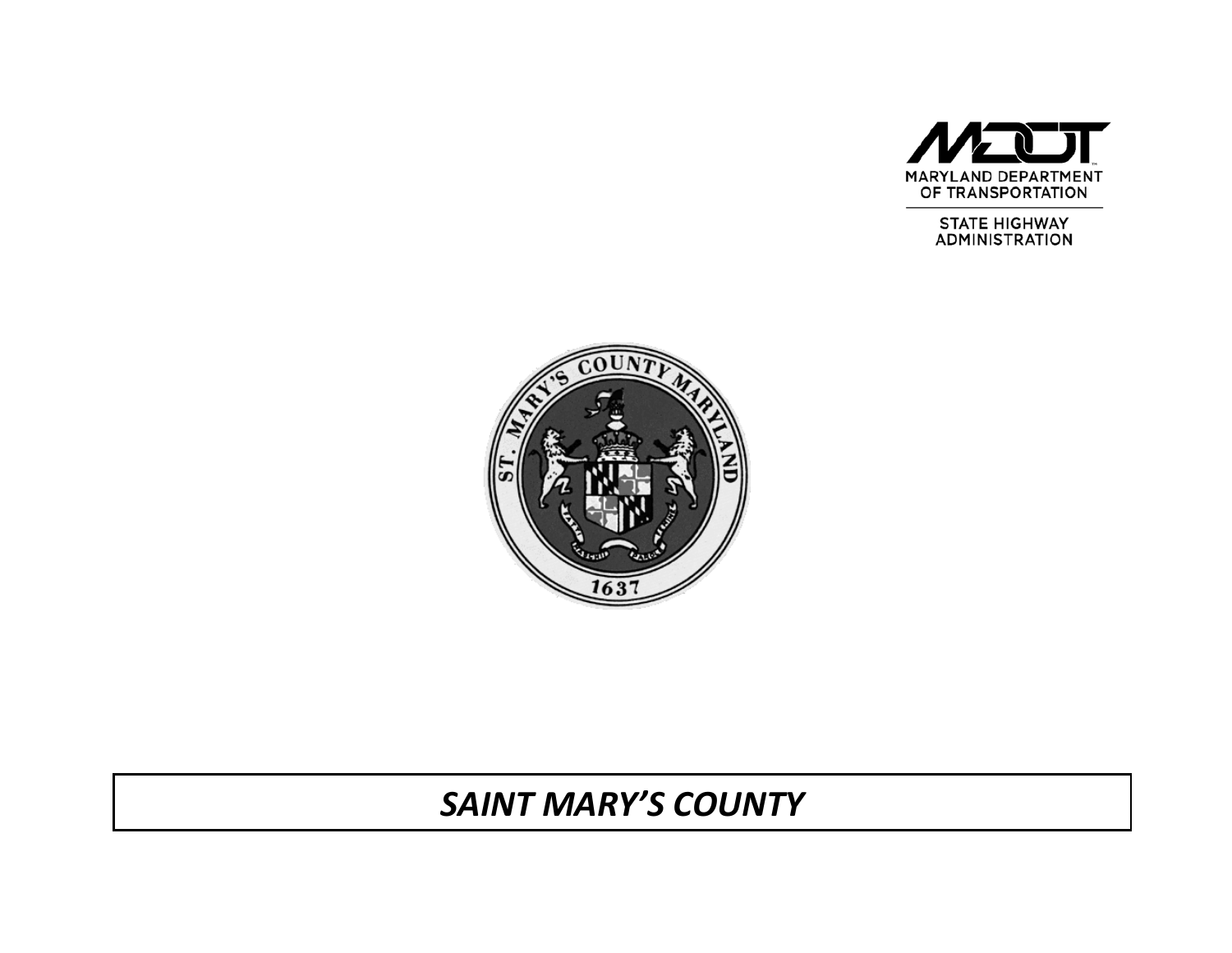MARYLAND DEPARTMENT OF TRANSPORTATION

STATE HIGHWAY ADMINISTRATION

# *SAINT MARY'S COUNTY*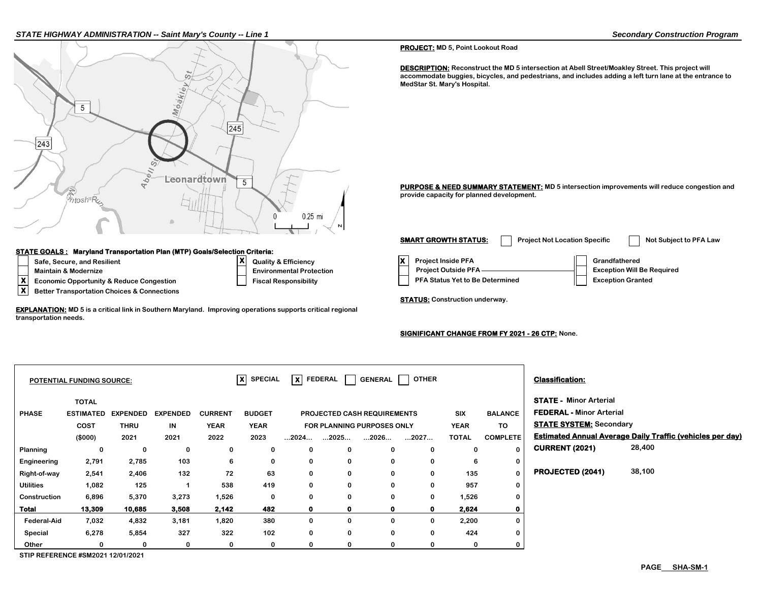**STATE HIGHWAY ADMINISTRATION -- Saint Mary's County -- Line 1**

**Secondary Construction Program**

**PROJECT:** MD 5, Point Lookout Road

**DESCRIPTION:** Reconstruct the MD 5 intersection at Abell Street/Moakley Street. This project will accommodate buggies, bicycles, and pedestrians, and includes adding a left turn lane at the entrance to MedStar St. Mary's Hospital.

**PURPOSE & NEED SUMMARY STATEMENT:** MD 5 intersection improvements will reduce congestion and provide capacity for planned development.

**SMART GROWTH STATUS:**

- [ ] Project Not Location Specific
- [ ] Not Subject to PFA Law
- [X] Project Inside PFA
- [ ] Project Outside PFA
- [ ] PFA Status Yet to Be Determined
- [ ] Grandfathered
- [ ] Exception Will Be Required
- [ ] Exception Granted

**STATUS:** Construction underway.

**SIGNIFICANT CHANGE FROM FY 2021 - 26 CTP:** None.

**STATE GOALS : Maryland Transportation Plan (MTP) Goals/Selection Criteria:**

- [ ] Safe, Secure, and Resilient
- [ ] Maintain & Modernize
- [X] Economic Opportunity & Reduce Congestion
- [X] Better Transportation Choices & Connections
- [X] Quality & Efficiency
- [ ] Environmental Protection
- [ ] Fiscal Responsibility

**EXPLANATION:** MD 5 is a critical link in Southern Maryland. Improving operations supports critical regional transportation needs.

**POTENTIAL FUNDING SOURCE:** [X] SPECIAL [X] FEDERAL [ ] GENERAL [ ] OTHER

| PHASE | TOTAL ESTIMATED COST ($000) | EXPENDED THRU 2021 | EXPENDED IN 2021 | CURRENT YEAR 2022 | BUDGET YEAR 2023 | PROJECTED CASH REQUIREMENTS FOR PLANNING PURPOSES ONLY ...2024... | ...2025... | ...2026... | ...2027... | SIX YEAR TOTAL | BALANCE TO COMPLETE |
|---|---|---|---|---|---|---|---|---|---|---|---|
| Planning | 0 | 0 | 0 | 0 | 0 | 0 | 0 | 0 | 0 | 0 | 0 |
| Engineering | 2,791 | 2,785 | 103 | 6 | 0 | 0 | 0 | 0 | 0 | 6 | 0 |
| Right-of-way | 2,541 | 2,406 | 132 | 72 | 63 | 0 | 0 | 0 | 0 | 135 | 0 |
| Utilities | 1,082 | 125 | 1 | 538 | 419 | 0 | 0 | 0 | 0 | 957 | 0 |
| Construction | 6,896 | 5,370 | 3,273 | 1,526 | 0 | 0 | 0 | 0 | 0 | 1,526 | 0 |
| **Total** | **13,309** | **10,685** | **3,508** | **2,142** | **482** | **0** | **0** | **0** | **0** | **2,624** | **0** |
| Federal-Aid | 7,032 | 4,832 | 3,181 | 1,820 | 380 | 0 | 0 | 0 | 0 | 2,200 | 0 |
| Special | 6,278 | 5,854 | 327 | 322 | 102 | 0 | 0 | 0 | 0 | 424 | 0 |
| Other | 0 | 0 | 0 | 0 | 0 | 0 | 0 | 0 | 0 | 0 | 0 |

STIP REFERENCE #SM2021 12/01/2021

**Classification:**

**STATE -** Minor Arterial

**FEDERAL -** Minor Arterial

**STATE SYSTEM:** Secondary

**Estimated Annual Average Daily Traffic (vehicles per day)**

| | |
|---|---|
| **CURRENT (2021)** | 28,400 |
| **PROJECTED (2041)** | 38,100 |

PAGE SHA-SM-1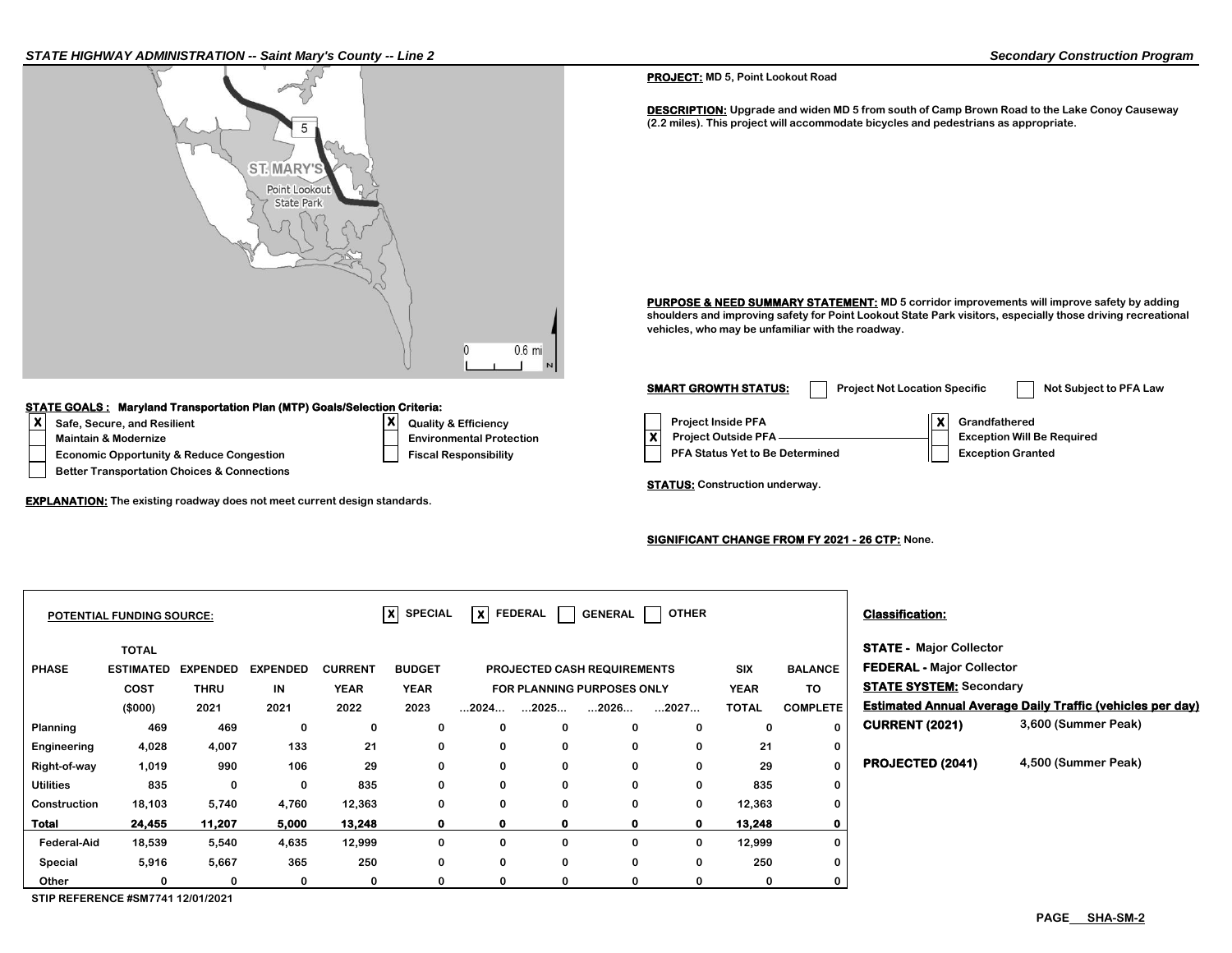STATE HIGHWAY ADMINISTRATION -- Saint Mary's County -- Line 2

Secondary Construction Program

**PROJECT:** MD 5, Point Lookout Road

**DESCRIPTION:** Upgrade and widen MD 5 from south of Camp Brown Road to the Lake Conoy Causeway (2.2 miles). This project will accommodate bicycles and pedestrians as appropriate.

**PURPOSE & NEED SUMMARY STATEMENT:** MD 5 corridor improvements will improve safety by adding shoulders and improving safety for Point Lookout State Park visitors, especially those driving recreational vehicles, who may be unfamiliar with the roadway.

**SMART GROWTH STATUS:**

- [ ] Project Not Location Specific
- [ ] Not Subject to PFA Law
- [ ] Project Inside PFA
- [X] Project Outside PFA
- [ ] PFA Status Yet to Be Determined
- [X] Grandfathered
- [ ] Exception Will Be Required
- [ ] Exception Granted

**STATE GOALS : Maryland Transportation Plan (MTP) Goals/Selection Criteria:**

- [X] Safe, Secure, and Resilient
- [ ] Maintain & Modernize
- [ ] Economic Opportunity & Reduce Congestion
- [ ] Better Transportation Choices & Connections
- [X] Quality & Efficiency
- [ ] Environmental Protection
- [ ] Fiscal Responsibility

**EXPLANATION:** The existing roadway does not meet current design standards.

**STATUS:** Construction underway.

**SIGNIFICANT CHANGE FROM FY 2021 - 26 CTP:** None.

**POTENTIAL FUNDING SOURCE:** [X] SPECIAL [X] FEDERAL [ ] GENERAL [ ] OTHER

| PHASE | TOTAL ESTIMATED COST ($000) | EXPENDED THRU 2021 | EXPENDED IN 2021 | CURRENT YEAR 2022 | BUDGET YEAR 2023 | PROJECTED CASH REQUIREMENTS FOR PLANNING PURPOSES ONLY ...2024... | ...2025... | ...2026... | ...2027... | SIX YEAR TOTAL | BALANCE TO COMPLETE |
|---|---|---|---|---|---|---|---|---|---|---|---|
| Planning | 469 | 469 | 0 | 0 | 0 | 0 | 0 | 0 | 0 | 0 | 0 |
| Engineering | 4,028 | 4,007 | 133 | 21 | 0 | 0 | 0 | 0 | 0 | 21 | 0 |
| Right-of-way | 1,019 | 990 | 106 | 29 | 0 | 0 | 0 | 0 | 0 | 29 | 0 |
| Utilities | 835 | 0 | 0 | 835 | 0 | 0 | 0 | 0 | 0 | 835 | 0 |
| Construction | 18,103 | 5,740 | 4,760 | 12,363 | 0 | 0 | 0 | 0 | 0 | 12,363 | 0 |
| **Total** | **24,455** | **11,207** | **5,000** | **13,248** | **0** | **0** | **0** | **0** | **0** | **13,248** | **0** |
| Federal-Aid | 18,539 | 5,540 | 4,635 | 12,999 | 0 | 0 | 0 | 0 | 0 | 12,999 | 0 |
| Special | 5,916 | 5,667 | 365 | 250 | 0 | 0 | 0 | 0 | 0 | 250 | 0 |
| Other | 0 | 0 | 0 | 0 | 0 | 0 | 0 | 0 | 0 | 0 | 0 |

STIP REFERENCE #SM7741 12/01/2021

**Classification:**

**STATE -** Major Collector

**FEDERAL -** Major Collector

**STATE SYSTEM:** Secondary

**Estimated Annual Average Daily Traffic (vehicles per day)**

| | |
|---|---|
| **CURRENT (2021)** | 3,600 (Summer Peak) |
| **PROJECTED (2041)** | 4,500 (Summer Peak) |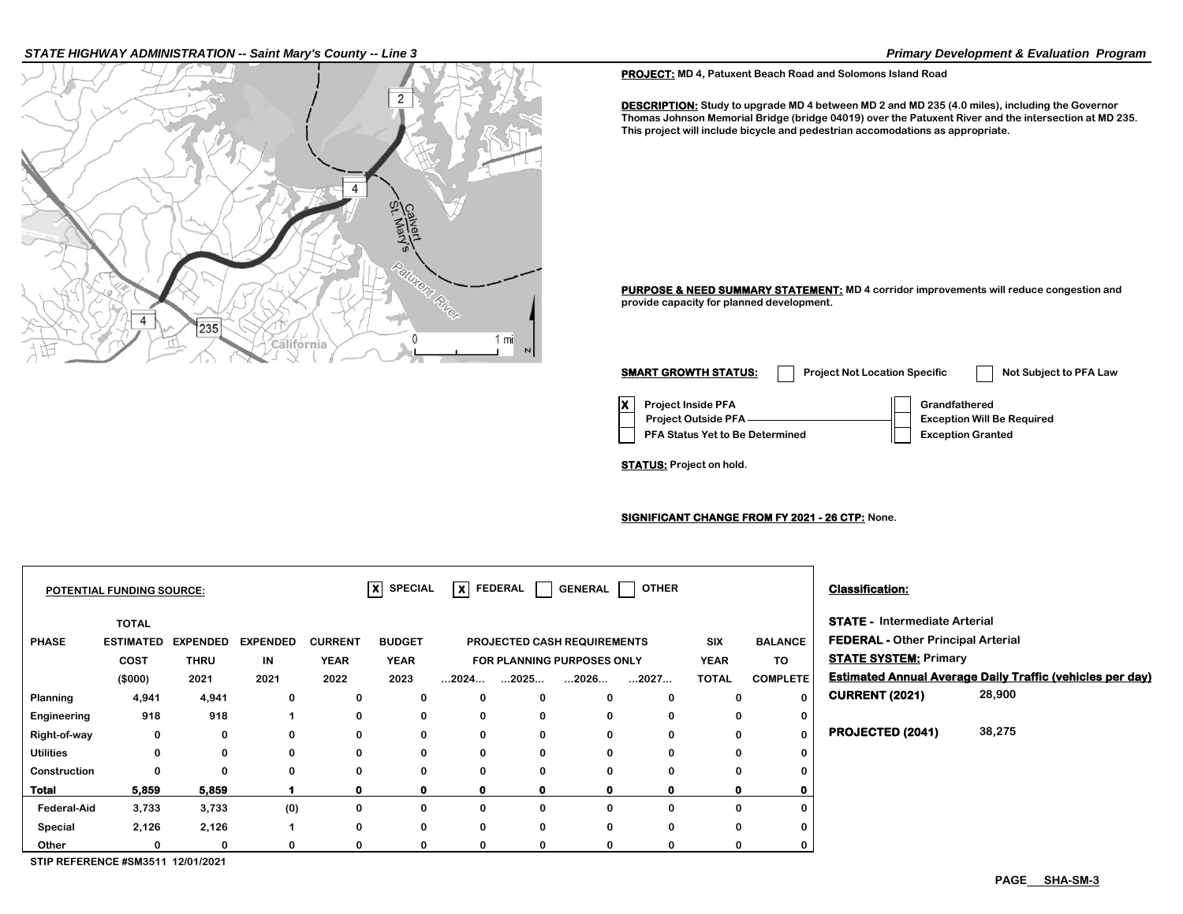**PROJECT:** MD 4, Patuxent Beach Road and Solomons Island Road

**DESCRIPTION:** Study to upgrade MD 4 between MD 2 and MD 235 (4.0 miles), including the Governor Thomas Johnson Memorial Bridge (bridge 04019) over the Patuxent River and the intersection at MD 235. This project will include bicycle and pedestrian accomodations as appropriate.

**PURPOSE & NEED SUMMARY STATEMENT:** MD 4 corridor improvements will reduce congestion and provide capacity for planned development.

**SMART GROWTH STATUS:** ☐ Project Not Location Specific ☐ Not Subject to PFA Law

- ☒ Project Inside PFA
- ☐ Project Outside PFA
- ☐ PFA Status Yet to Be Determined

- ☐ Grandfathered
- ☐ Exception Will Be Required
- ☐ Exception Granted

**STATUS:** Project on hold.

**SIGNIFICANT CHANGE FROM FY 2021 - 26 CTP:** None.

**POTENTIAL FUNDING SOURCE:** ☒ SPECIAL ☒ FEDERAL ☐ GENERAL ☐ OTHER

| PHASE | TOTAL ESTIMATED COST ($000) | EXPENDED THRU 2021 | EXPENDED IN 2021 | CURRENT YEAR 2022 | BUDGET YEAR 2023 | PROJECTED CASH REQUIREMENTS FOR PLANNING PURPOSES ONLY ...2024... | ...2025... | ...2026... | ...2027... | SIX YEAR TOTAL | BALANCE TO COMPLETE |
|---|---|---|---|---|---|---|---|---|---|---|---|
| Planning | 4,941 | 4,941 | 0 | 0 | 0 | 0 | 0 | 0 | 0 | 0 | 0 |
| Engineering | 918 | 918 | 1 | 0 | 0 | 0 | 0 | 0 | 0 | 0 | 0 |
| Right-of-way | 0 | 0 | 0 | 0 | 0 | 0 | 0 | 0 | 0 | 0 | 0 |
| Utilities | 0 | 0 | 0 | 0 | 0 | 0 | 0 | 0 | 0 | 0 | 0 |
| Construction | 0 | 0 | 0 | 0 | 0 | 0 | 0 | 0 | 0 | 0 | 0 |
| **Total** | **5,859** | **5,859** | **1** | **0** | **0** | **0** | **0** | **0** | **0** | **0** | **0** |
| Federal-Aid | 3,733 | 3,733 | (0) | 0 | 0 | 0 | 0 | 0 | 0 | 0 | 0 |
| Special | 2,126 | 2,126 | 1 | 0 | 0 | 0 | 0 | 0 | 0 | 0 | 0 |
| Other | 0 | 0 | 0 | 0 | 0 | 0 | 0 | 0 | 0 | 0 | 0 |

STIP REFERENCE #SM3511 12/01/2021

**Classification:**

**STATE -** Intermediate Arterial

**FEDERAL -** Other Principal Arterial

**STATE SYSTEM:** Primary

**Estimated Annual Average Daily Traffic (vehicles per day)**

| | |
|---|---|
| **CURRENT (2021)** | 28,900 |
| **PROJECTED (2041)** | 38,275 |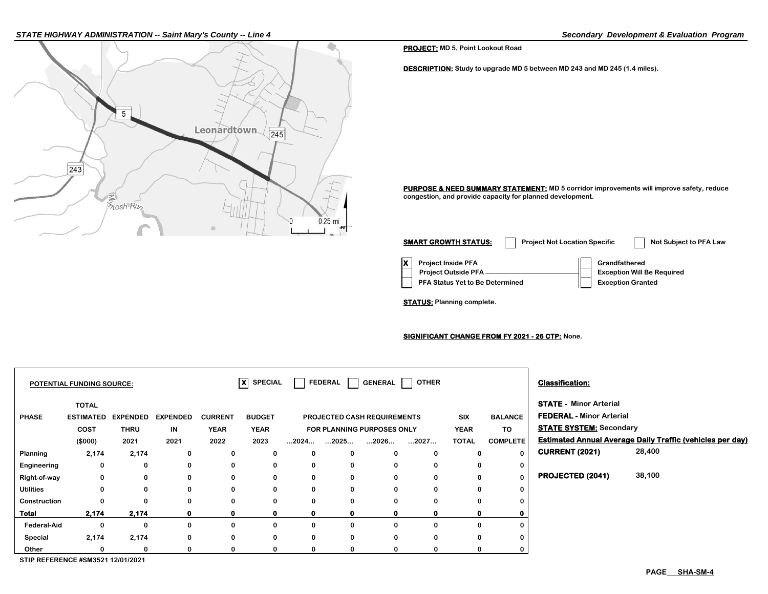**PROJECT:** MD 5, Point Lookout Road

**DESCRIPTION:** Study to upgrade MD 5 between MD 243 and MD 245 (1.4 miles).

**PURPOSE & NEED SUMMARY STATEMENT:** MD 5 corridor improvements will improve safety, reduce congestion, and provide capacity for planned development.

**SMART GROWTH STATUS:** ☐ Project Not Location Specific ☐ Not Subject to PFA Law

- [X] Project Inside PFA
- [ ] Project Outside PFA
- [ ] PFA Status Yet to Be Determined

- [ ] Grandfathered
- [ ] Exception Will Be Required
- [ ] Exception Granted

**STATUS:** Planning complete.

**SIGNIFICANT CHANGE FROM FY 2021 - 26 CTP:** None.

**POTENTIAL FUNDING SOURCE:** [X] SPECIAL [ ] FEDERAL [ ] GENERAL [ ] OTHER

| PHASE | TOTAL ESTIMATED COST ($000) | EXPENDED THRU 2021 | EXPENDED IN 2021 | CURRENT YEAR 2022 | BUDGET YEAR 2023 | PROJECTED CASH REQUIREMENTS FOR PLANNING PURPOSES ONLY ...2024... | ...2025... | ...2026... | ...2027... | SIX YEAR TOTAL | BALANCE TO COMPLETE |
|---|---|---|---|---|---|---|---|---|---|---|---|
| Planning | 2,174 | 2,174 | 0 | 0 | 0 | 0 | 0 | 0 | 0 | 0 | 0 |
| Engineering | 0 | 0 | 0 | 0 | 0 | 0 | 0 | 0 | 0 | 0 | 0 |
| Right-of-way | 0 | 0 | 0 | 0 | 0 | 0 | 0 | 0 | 0 | 0 | 0 |
| Utilities | 0 | 0 | 0 | 0 | 0 | 0 | 0 | 0 | 0 | 0 | 0 |
| Construction | 0 | 0 | 0 | 0 | 0 | 0 | 0 | 0 | 0 | 0 | 0 |
| **Total** | **2,174** | **2,174** | **0** | **0** | **0** | **0** | **0** | **0** | **0** | **0** | **0** |
| Federal-Aid | 0 | 0 | 0 | 0 | 0 | 0 | 0 | 0 | 0 | 0 | 0 |
| Special | 2,174 | 2,174 | 0 | 0 | 0 | 0 | 0 | 0 | 0 | 0 | 0 |
| Other | 0 | 0 | 0 | 0 | 0 | 0 | 0 | 0 | 0 | 0 | 0 |

STIP REFERENCE #SM3521 12/01/2021

**Classification:**

**STATE -** Minor Arterial
**FEDERAL -** Minor Arterial
**STATE SYSTEM:** Secondary

**Estimated Annual Average Daily Traffic (vehicles per day)**

**CURRENT (2021)** 28,400

**PROJECTED (2041)** 38,100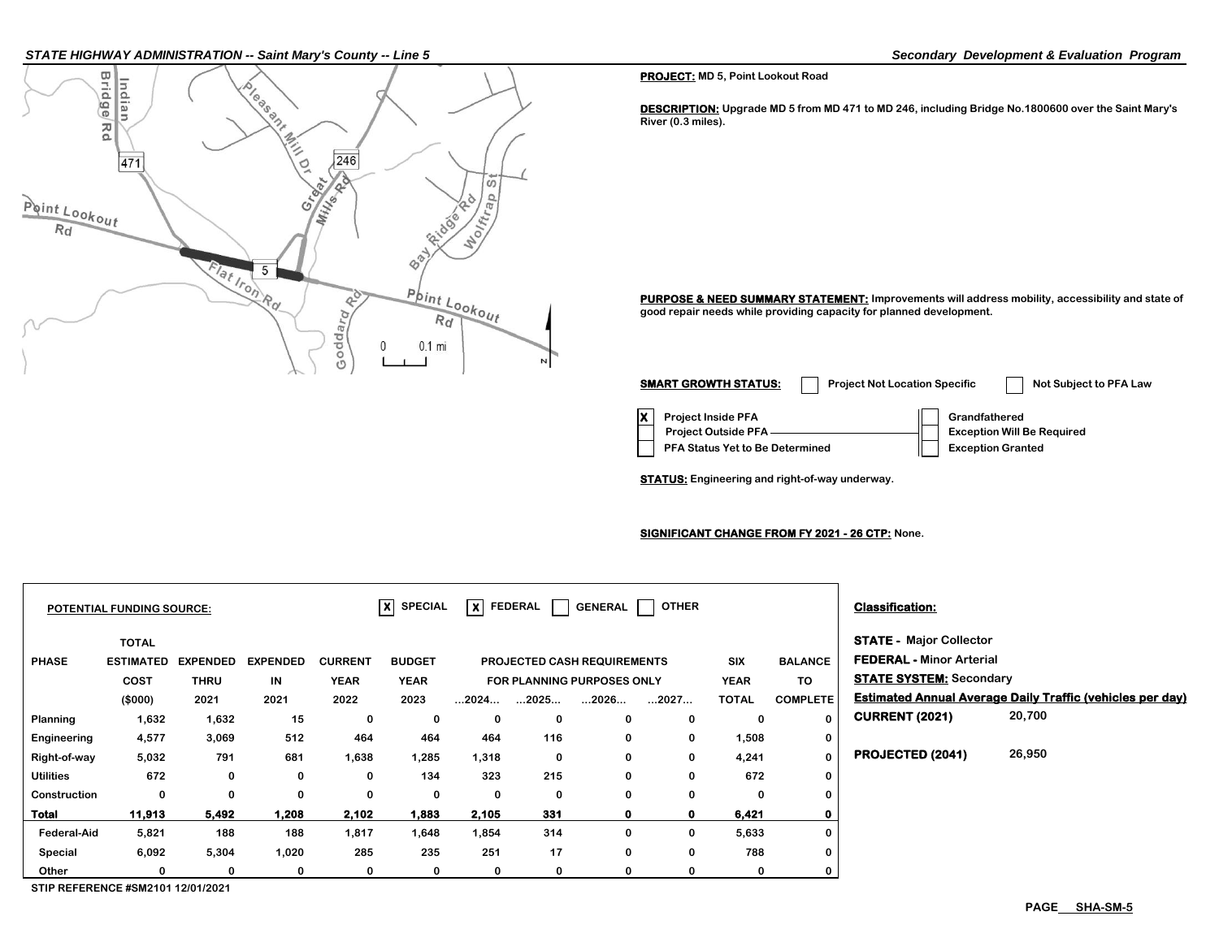**PROJECT:** MD 5, Point Lookout Road

**DESCRIPTION:** Upgrade MD 5 from MD 471 to MD 246, including Bridge No.1800600 over the Saint Mary's River (0.3 miles).

**PURPOSE & NEED SUMMARY STATEMENT:** Improvements will address mobility, accessibility and state of good repair needs while providing capacity for planned development.

**SMART GROWTH STATUS:** ☐ Project Not Location Specific ☐ Not Subject to PFA Law

- [x] Project Inside PFA
- [ ] Project Outside PFA
- [ ] PFA Status Yet to Be Determined

- [ ] Grandfathered
- [ ] Exception Will Be Required
- [ ] Exception Granted

**STATUS:** Engineering and right-of-way underway.

**SIGNIFICANT CHANGE FROM FY 2021 - 26 CTP:** None.

**POTENTIAL FUNDING SOURCE:** [X] SPECIAL [X] FEDERAL [ ] GENERAL [ ] OTHER

| PHASE | TOTAL ESTIMATED COST ($000) | EXPENDED THRU 2021 | EXPENDED IN 2021 | CURRENT YEAR 2022 | BUDGET YEAR 2023 | PROJECTED CASH REQUIREMENTS FOR PLANNING PURPOSES ONLY ...2024... | ...2025... | ...2026... | ...2027... | SIX YEAR TOTAL | BALANCE TO COMPLETE |
|---|---|---|---|---|---|---|---|---|---|---|---|
| Planning | 1,632 | 1,632 | 15 | 0 | 0 | 0 | 0 | 0 | 0 | 0 | 0 |
| Engineering | 4,577 | 3,069 | 512 | 464 | 464 | 464 | 116 | 0 | 0 | 1,508 | 0 |
| Right-of-way | 5,032 | 791 | 681 | 1,638 | 1,285 | 1,318 | 0 | 0 | 0 | 4,241 | 0 |
| Utilities | 672 | 0 | 0 | 0 | 134 | 323 | 215 | 0 | 0 | 672 | 0 |
| Construction | 0 | 0 | 0 | 0 | 0 | 0 | 0 | 0 | 0 | 0 | 0 |
| **Total** | **11,913** | **5,492** | **1,208** | **2,102** | **1,883** | **2,105** | **331** | **0** | **0** | **6,421** | **0** |
| Federal-Aid | 5,821 | 188 | 188 | 1,817 | 1,648 | 1,854 | 314 | 0 | 0 | 5,633 | 0 |
| Special | 6,092 | 5,304 | 1,020 | 285 | 235 | 251 | 17 | 0 | 0 | 788 | 0 |
| Other | 0 | 0 | 0 | 0 | 0 | 0 | 0 | 0 | 0 | 0 | 0 |

STIP REFERENCE #SM2101 12/01/2021

**Classification:**

**STATE - Major Collector**
**FEDERAL - Minor Arterial**
**STATE SYSTEM: Secondary**

**Estimated Annual Average Daily Traffic (vehicles per day)**

**CURRENT (2021)** 20,700

**PROJECTED (2041)** 26,950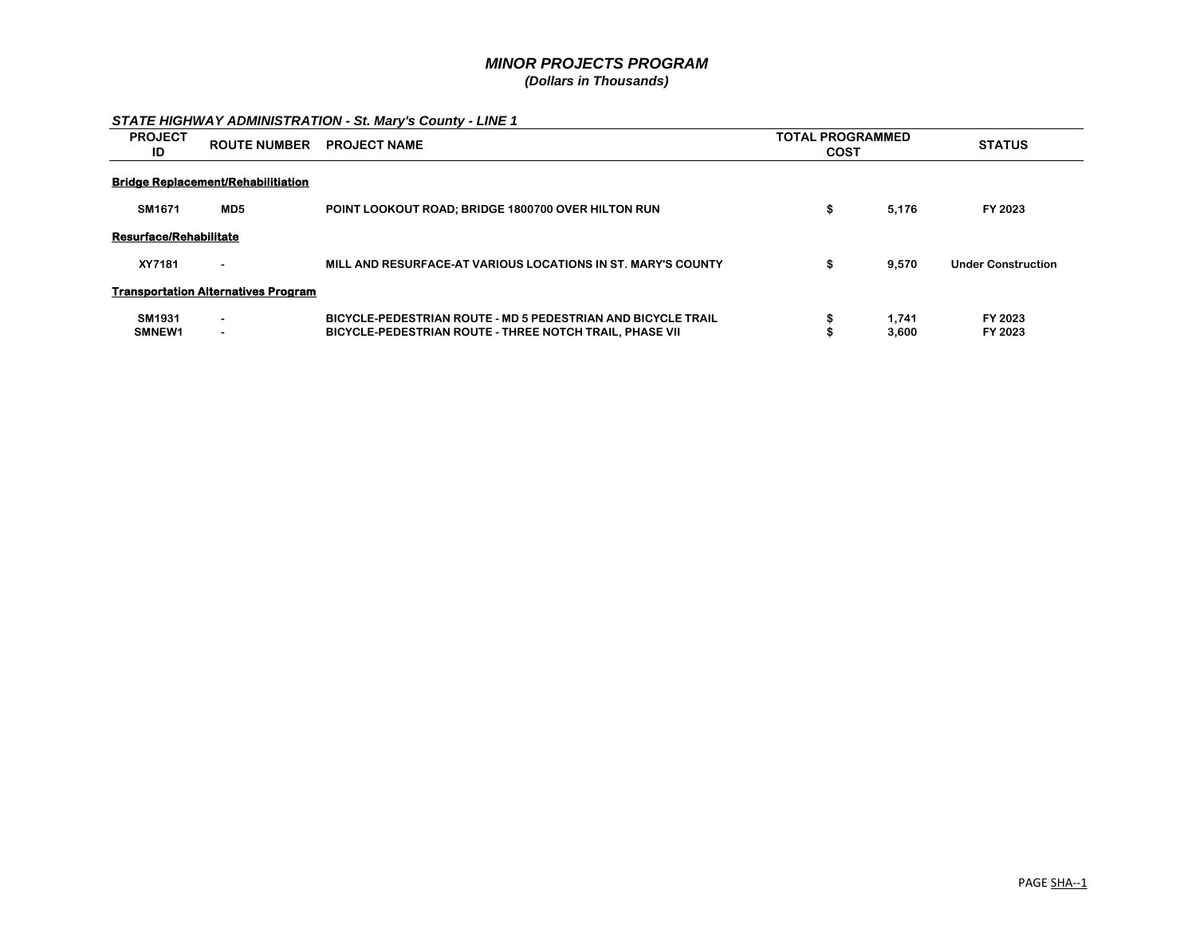# *MINOR PROJECTS PROGRAM*

***(Dollars in Thousands)***

***STATE HIGHWAY ADMINISTRATION - St. Mary's County - LINE 1***

| PROJECT ID | ROUTE NUMBER | PROJECT NAME | TOTAL PROGRAMMED COST | | STATUS |
|---|---|---|---|---|---|
| **Bridge Replacement/Rehabilitiation** | | | | | |
| SM1671 | MD5 | POINT LOOKOUT ROAD; BRIDGE 1800700 OVER HILTON RUN | $ | 5,176 | FY 2023 |
| **Resurface/Rehabilitate** | | | | | |
| XY7181 | - | MILL AND RESURFACE-AT VARIOUS LOCATIONS IN ST. MARY'S COUNTY | $ | 9,570 | Under Construction |
| **Transportation Alternatives Program** | | | | | |
| SM1931 | - | BICYCLE-PEDESTRIAN ROUTE - MD 5 PEDESTRIAN AND BICYCLE TRAIL | $ | 1,741 | FY 2023 |
| SMNEW1 | - | BICYCLE-PEDESTRIAN ROUTE - THREE NOTCH TRAIL, PHASE VII | $ | 3,600 | FY 2023 |